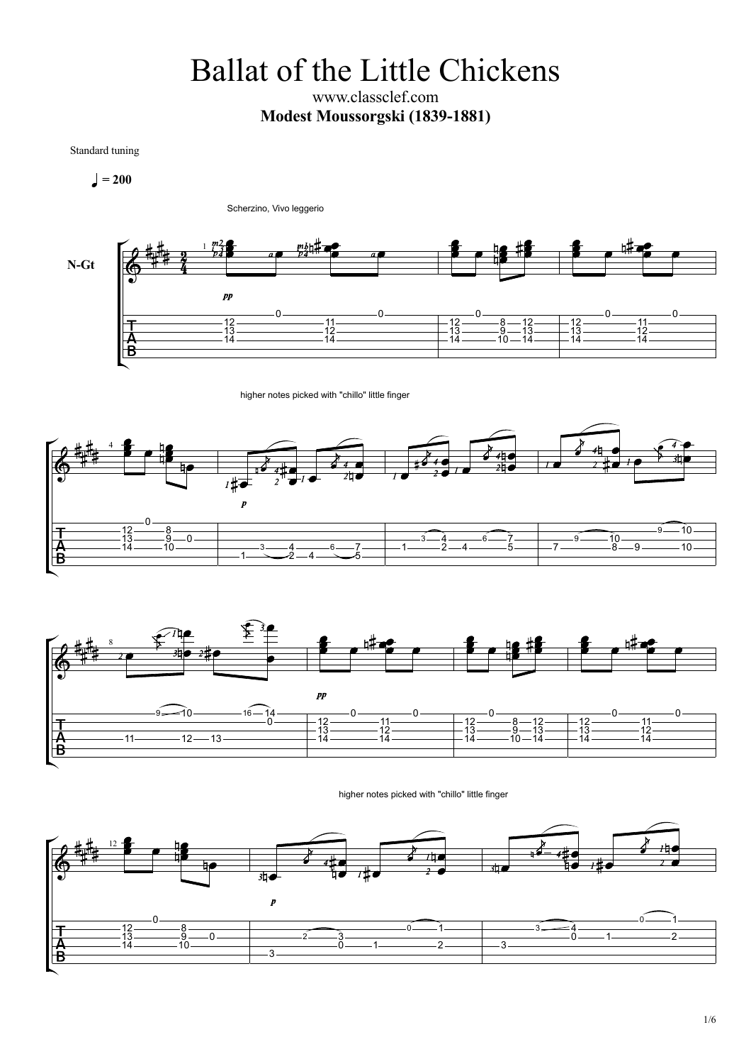# Ballat of the Little Chickens

www.classclef.com

**Modest Moussorgski (1839-1881)**

Standard tuning

♩ = 200

Scherzino, Vivo leggerio

N-Gt

higher notes picked with "chillo" little finger

higher notes picked with "chillo" little finger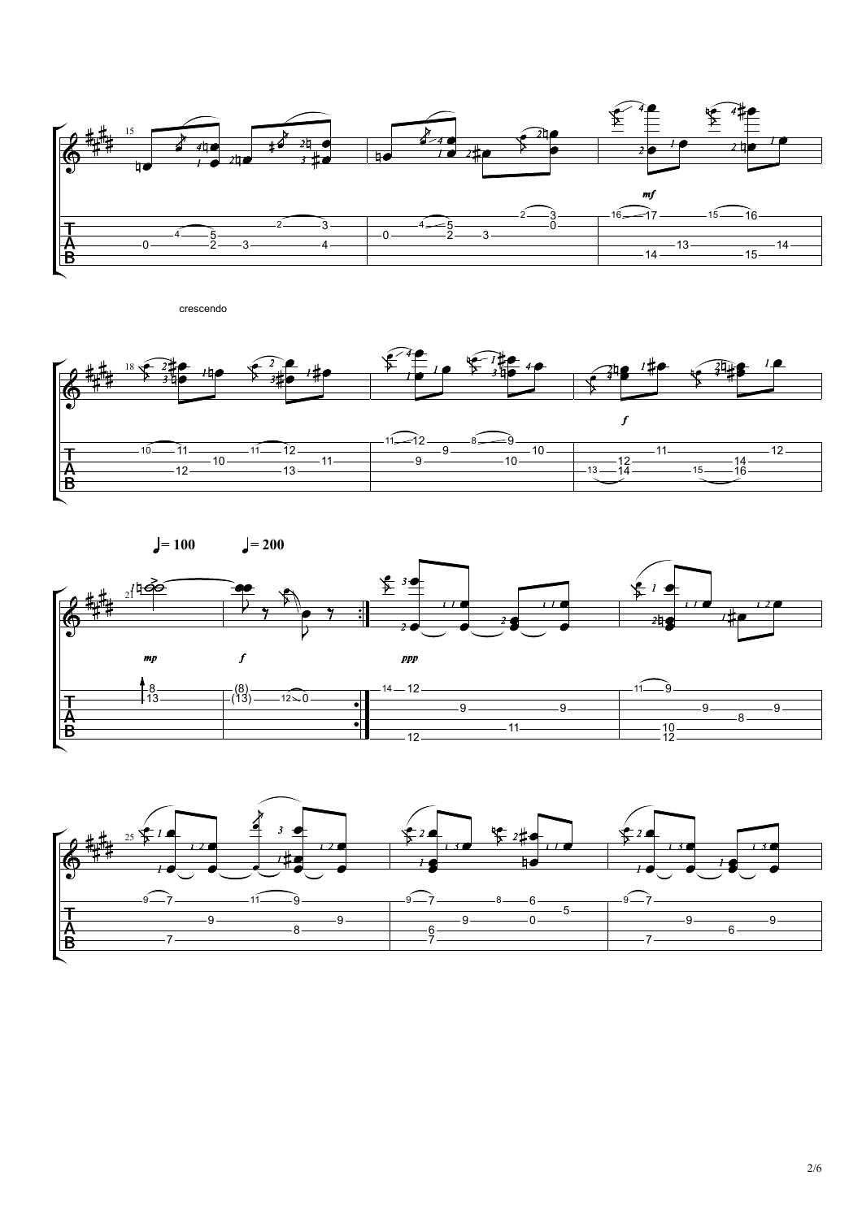crescendo

♩= 100 ♩= 200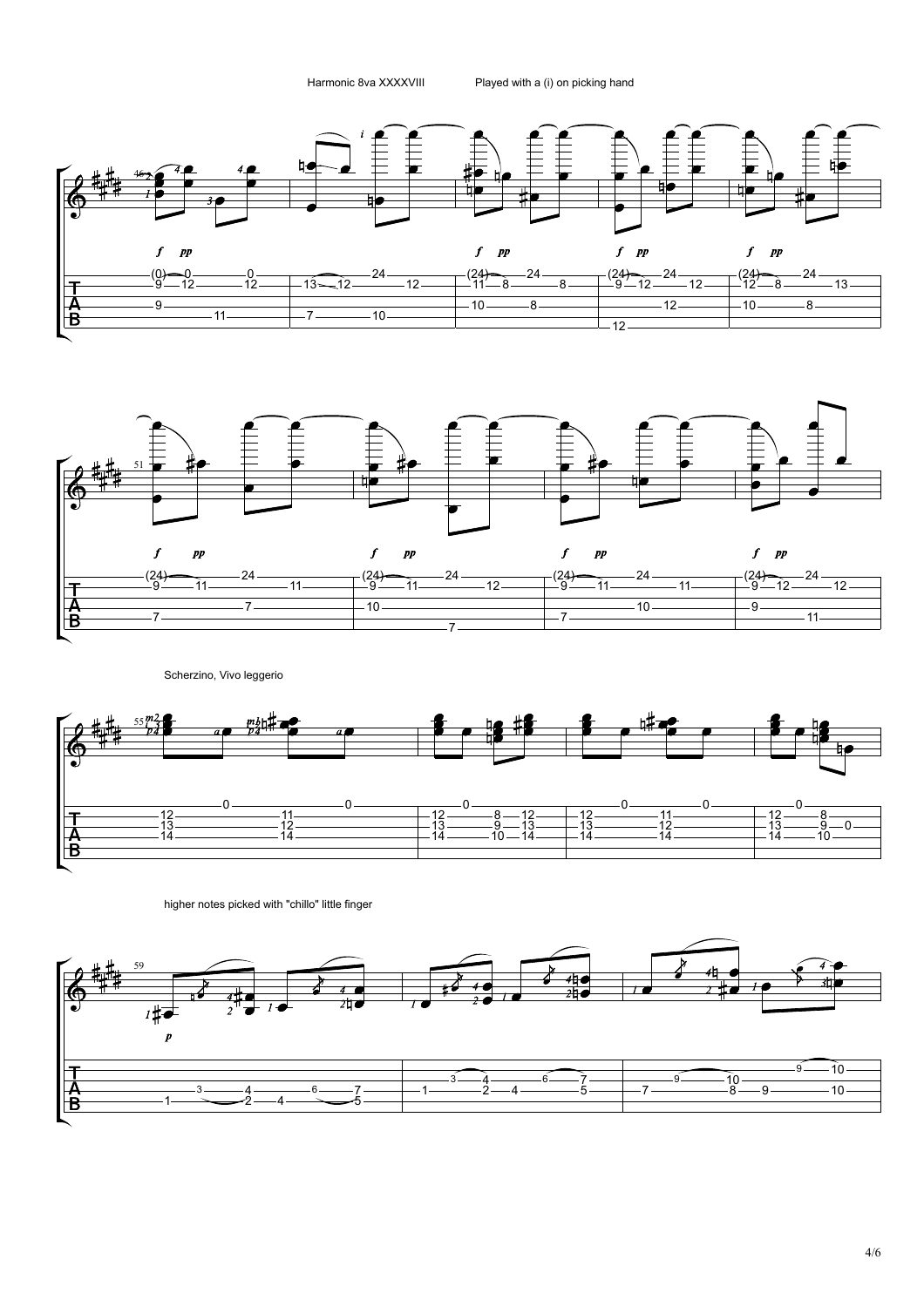Harmonic 8va XXXXVIII

Played with a (i) on picking hand

Scherzino, Vivo leggerio

higher notes picked with "chillo" little finger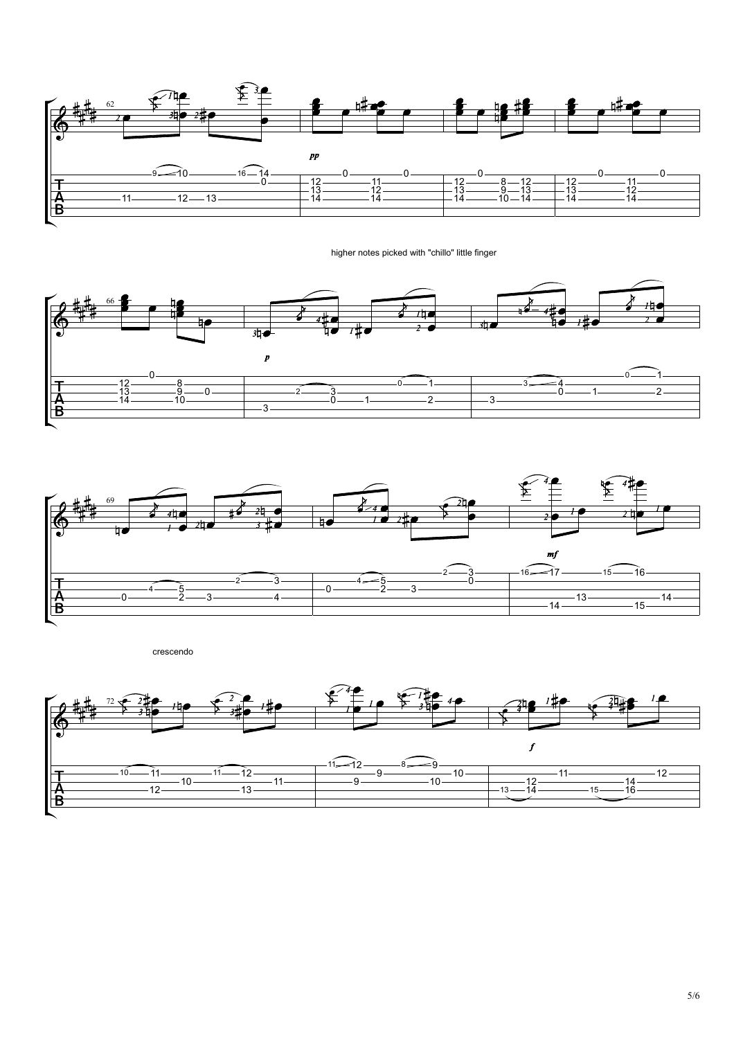higher notes picked with "chillo" little finger

crescendo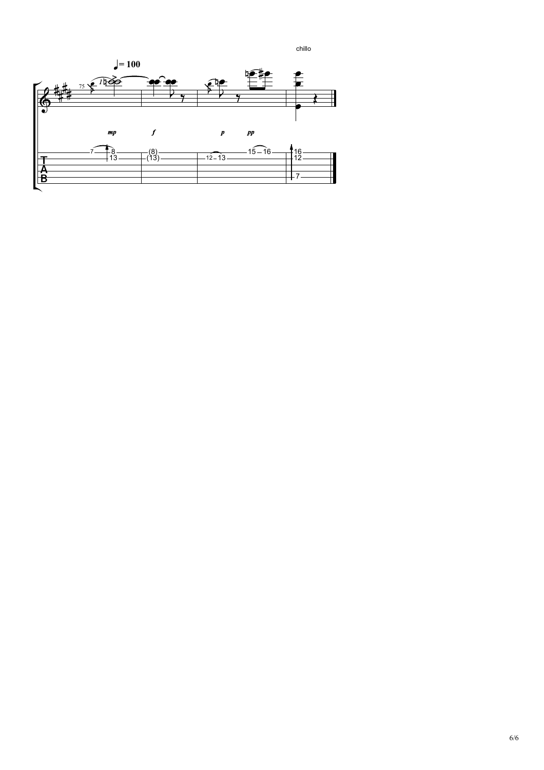chillo